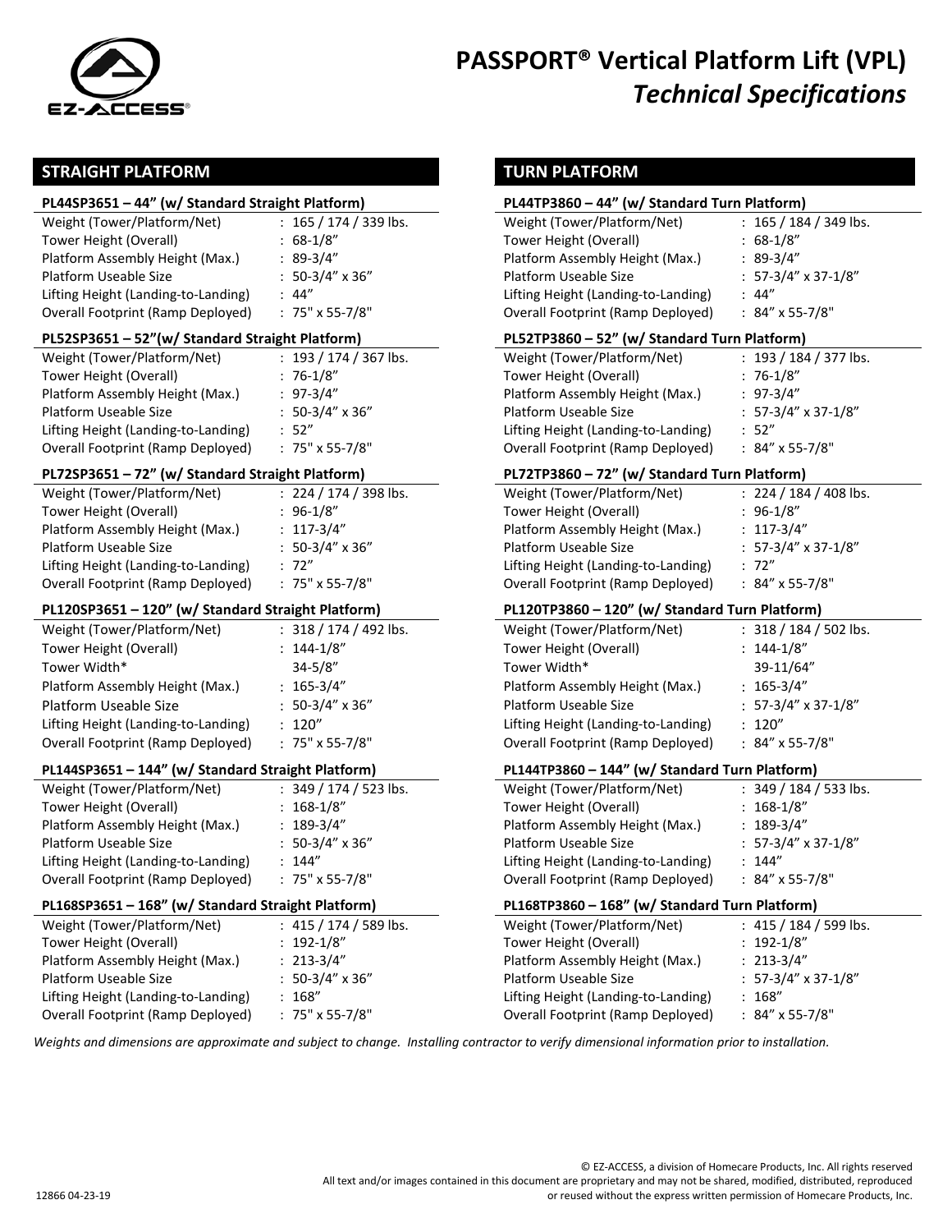# PASSPORT® Vertical Platform Lift (VPL)

## *Technical Specifications*

## STRAIGHT PLATFORM

### PL44SP3651 – 44" (w/ Standard Straight Platform)

| | |
|---|---|
| Weight (Tower/Platform/Net) | : 165 / 174 / 339 lbs. |
| Tower Height (Overall) | : 68-1/8" |
| Platform Assembly Height (Max.) | : 89-3/4" |
| Platform Useable Size | : 50-3/4" x 36" |
| Lifting Height (Landing-to-Landing) | : 44" |
| Overall Footprint (Ramp Deployed) | : 75" x 55-7/8" |

### PL52SP3651 – 52"(w/ Standard Straight Platform)

| | |
|---|---|
| Weight (Tower/Platform/Net) | : 193 / 174 / 367 lbs. |
| Tower Height (Overall) | : 76-1/8" |
| Platform Assembly Height (Max.) | : 97-3/4" |
| Platform Useable Size | : 50-3/4" x 36" |
| Lifting Height (Landing-to-Landing) | : 52" |
| Overall Footprint (Ramp Deployed) | : 75" x 55-7/8" |

### PL72SP3651 – 72" (w/ Standard Straight Platform)

| | |
|---|---|
| Weight (Tower/Platform/Net) | : 224 / 174 / 398 lbs. |
| Tower Height (Overall) | : 96-1/8" |
| Platform Assembly Height (Max.) | : 117-3/4" |
| Platform Useable Size | : 50-3/4" x 36" |
| Lifting Height (Landing-to-Landing) | : 72" |
| Overall Footprint (Ramp Deployed) | : 75" x 55-7/8" |

### PL120SP3651 – 120" (w/ Standard Straight Platform)

| | |
|---|---|
| Weight (Tower/Platform/Net) | : 318 / 174 / 492 lbs. |
| Tower Height (Overall) | : 144-1/8" |
| Tower Width* | 34-5/8" |
| Platform Assembly Height (Max.) | : 165-3/4" |
| Platform Useable Size | : 50-3/4" x 36" |
| Lifting Height (Landing-to-Landing) | : 120" |
| Overall Footprint (Ramp Deployed) | : 75" x 55-7/8" |

### PL144SP3651 – 144" (w/ Standard Straight Platform)

| | |
|---|---|
| Weight (Tower/Platform/Net) | : 349 / 174 / 523 lbs. |
| Tower Height (Overall) | : 168-1/8" |
| Platform Assembly Height (Max.) | : 189-3/4" |
| Platform Useable Size | : 50-3/4" x 36" |
| Lifting Height (Landing-to-Landing) | : 144" |
| Overall Footprint (Ramp Deployed) | : 75" x 55-7/8" |

### PL168SP3651 – 168" (w/ Standard Straight Platform)

| | |
|---|---|
| Weight (Tower/Platform/Net) | : 415 / 174 / 589 lbs. |
| Tower Height (Overall) | : 192-1/8" |
| Platform Assembly Height (Max.) | : 213-3/4" |
| Platform Useable Size | : 50-3/4" x 36" |
| Lifting Height (Landing-to-Landing) | : 168" |
| Overall Footprint (Ramp Deployed) | : 75" x 55-7/8" |

## TURN PLATFORM

### PL44TP3860 – 44" (w/ Standard Turn Platform)

| | |
|---|---|
| Weight (Tower/Platform/Net) | : 165 / 184 / 349 lbs. |
| Tower Height (Overall) | : 68-1/8" |
| Platform Assembly Height (Max.) | : 89-3/4" |
| Platform Useable Size | : 57-3/4" x 37-1/8" |
| Lifting Height (Landing-to-Landing) | : 44" |
| Overall Footprint (Ramp Deployed) | : 84" x 55-7/8" |

### PL52TP3860 – 52" (w/ Standard Turn Platform)

| | |
|---|---|
| Weight (Tower/Platform/Net) | : 193 / 184 / 377 lbs. |
| Tower Height (Overall) | : 76-1/8" |
| Platform Assembly Height (Max.) | : 97-3/4" |
| Platform Useable Size | : 57-3/4" x 37-1/8" |
| Lifting Height (Landing-to-Landing) | : 52" |
| Overall Footprint (Ramp Deployed) | : 84" x 55-7/8" |

### PL72TP3860 – 72" (w/ Standard Turn Platform)

| | |
|---|---|
| Weight (Tower/Platform/Net) | : 224 / 184 / 408 lbs. |
| Tower Height (Overall) | : 96-1/8" |
| Platform Assembly Height (Max.) | : 117-3/4" |
| Platform Useable Size | : 57-3/4" x 37-1/8" |
| Lifting Height (Landing-to-Landing) | : 72" |
| Overall Footprint (Ramp Deployed) | : 84" x 55-7/8" |

### PL120TP3860 – 120" (w/ Standard Turn Platform)

| | |
|---|---|
| Weight (Tower/Platform/Net) | : 318 / 184 / 502 lbs. |
| Tower Height (Overall) | : 144-1/8" |
| Tower Width* | 39-11/64" |
| Platform Assembly Height (Max.) | : 165-3/4" |
| Platform Useable Size | : 57-3/4" x 37-1/8" |
| Lifting Height (Landing-to-Landing) | : 120" |
| Overall Footprint (Ramp Deployed) | : 84" x 55-7/8" |

### PL144TP3860 – 144" (w/ Standard Turn Platform)

| | |
|---|---|
| Weight (Tower/Platform/Net) | : 349 / 184 / 533 lbs. |
| Tower Height (Overall) | : 168-1/8" |
| Platform Assembly Height (Max.) | : 189-3/4" |
| Platform Useable Size | : 57-3/4" x 37-1/8" |
| Lifting Height (Landing-to-Landing) | : 144" |
| Overall Footprint (Ramp Deployed) | : 84" x 55-7/8" |

### PL168TP3860 – 168" (w/ Standard Turn Platform)

| | |
|---|---|
| Weight (Tower/Platform/Net) | : 415 / 184 / 599 lbs. |
| Tower Height (Overall) | : 192-1/8" |
| Platform Assembly Height (Max.) | : 213-3/4" |
| Platform Useable Size | : 57-3/4" x 37-1/8" |
| Lifting Height (Landing-to-Landing) | : 168" |
| Overall Footprint (Ramp Deployed) | : 84" x 55-7/8" |

*Weights and dimensions are approximate and subject to change. Installing contractor to verify dimensional information prior to installation.*

12866 04-23-19

© EZ-ACCESS, a division of Homecare Products, Inc. All rights reserved
All text and/or images contained in this document are proprietary and may not be shared, modified, distributed, reproduced or reused without the express written permission of Homecare Products, Inc.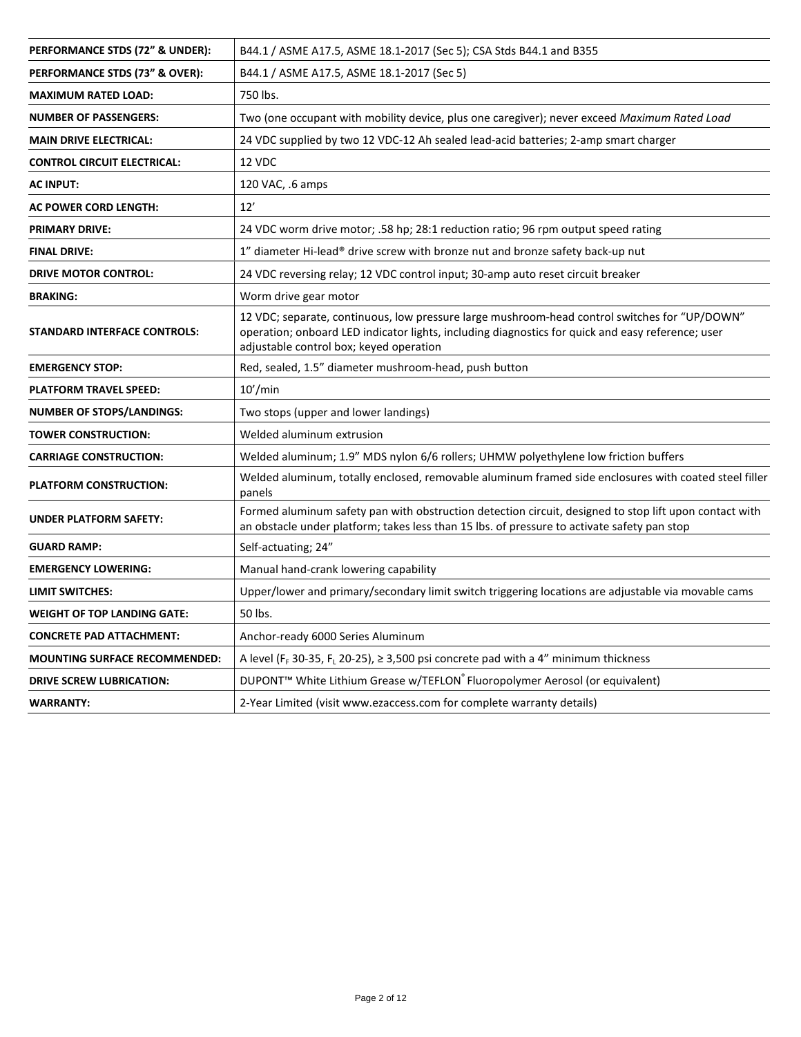| | |
|---|---|
| **PERFORMANCE STDS (72" & UNDER):** | B44.1 / ASME A17.5, ASME 18.1-2017 (Sec 5); CSA Stds B44.1 and B355 |
| **PERFORMANCE STDS (73" & OVER):** | B44.1 / ASME A17.5, ASME 18.1-2017 (Sec 5) |
| **MAXIMUM RATED LOAD:** | 750 lbs. |
| **NUMBER OF PASSENGERS:** | Two (one occupant with mobility device, plus one caregiver); never exceed *Maximum Rated Load* |
| **MAIN DRIVE ELECTRICAL:** | 24 VDC supplied by two 12 VDC-12 Ah sealed lead-acid batteries; 2-amp smart charger |
| **CONTROL CIRCUIT ELECTRICAL:** | 12 VDC |
| **AC INPUT:** | 120 VAC, .6 amps |
| **AC POWER CORD LENGTH:** | 12' |
| **PRIMARY DRIVE:** | 24 VDC worm drive motor; .58 hp; 28:1 reduction ratio; 96 rpm output speed rating |
| **FINAL DRIVE:** | 1" diameter Hi-lead® drive screw with bronze nut and bronze safety back-up nut |
| **DRIVE MOTOR CONTROL:** | 24 VDC reversing relay; 12 VDC control input; 30-amp auto reset circuit breaker |
| **BRAKING:** | Worm drive gear motor |
| **STANDARD INTERFACE CONTROLS:** | 12 VDC; separate, continuous, low pressure large mushroom-head control switches for "UP/DOWN" operation; onboard LED indicator lights, including diagnostics for quick and easy reference; user adjustable control box; keyed operation |
| **EMERGENCY STOP:** | Red, sealed, 1.5" diameter mushroom-head, push button |
| **PLATFORM TRAVEL SPEED:** | 10'/min |
| **NUMBER OF STOPS/LANDINGS:** | Two stops (upper and lower landings) |
| **TOWER CONSTRUCTION:** | Welded aluminum extrusion |
| **CARRIAGE CONSTRUCTION:** | Welded aluminum; 1.9" MDS nylon 6/6 rollers; UHMW polyethylene low friction buffers |
| **PLATFORM CONSTRUCTION:** | Welded aluminum, totally enclosed, removable aluminum framed side enclosures with coated steel filler panels |
| **UNDER PLATFORM SAFETY:** | Formed aluminum safety pan with obstruction detection circuit, designed to stop lift upon contact with an obstacle under platform; takes less than 15 lbs. of pressure to activate safety pan stop |
| **GUARD RAMP:** | Self-actuating; 24" |
| **EMERGENCY LOWERING:** | Manual hand-crank lowering capability |
| **LIMIT SWITCHES:** | Upper/lower and primary/secondary limit switch triggering locations are adjustable via movable cams |
| **WEIGHT OF TOP LANDING GATE:** | 50 lbs. |
| **CONCRETE PAD ATTACHMENT:** | Anchor-ready 6000 Series Aluminum |
| **MOUNTING SURFACE RECOMMENDED:** | A level ($F_F$ 30-35, $F_L$ 20-25), ≥ 3,500 psi concrete pad with a 4" minimum thickness |
| **DRIVE SCREW LUBRICATION:** | DUPONT™ White Lithium Grease w/TEFLON® Fluoropolymer Aerosol (or equivalent) |
| **WARRANTY:** | 2-Year Limited (visit www.ezaccess.com for complete warranty details) |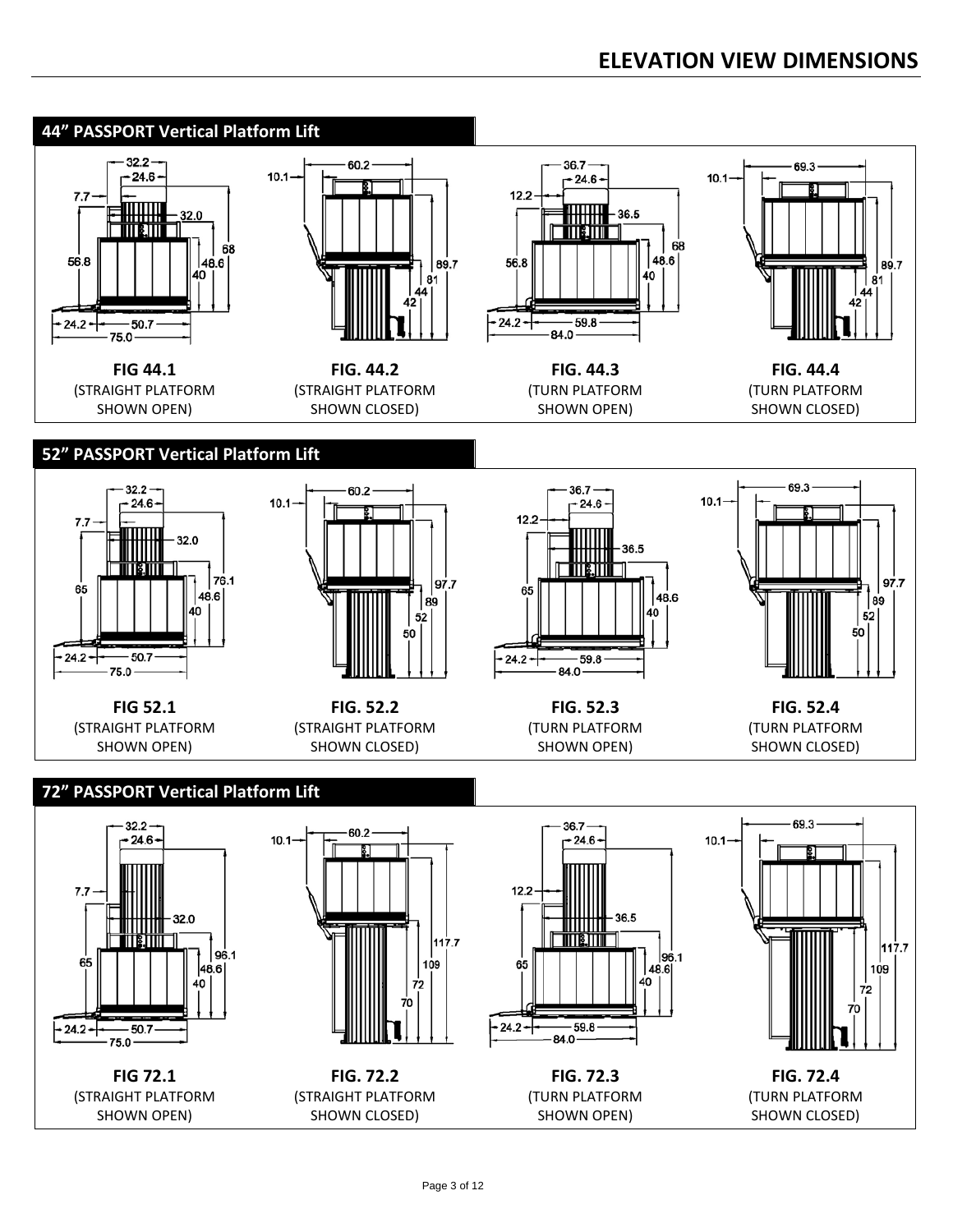# ELEVATION VIEW DIMENSIONS

## 44" PASSPORT Vertical Platform Lift

**FIG 44.1**
(STRAIGHT PLATFORM SHOWN OPEN)

**FIG. 44.2**
(STRAIGHT PLATFORM SHOWN CLOSED)

**FIG. 44.3**
(TURN PLATFORM SHOWN OPEN)

**FIG. 44.4**
(TURN PLATFORM SHOWN CLOSED)

## 52" PASSPORT Vertical Platform Lift

**FIG 52.1**
(STRAIGHT PLATFORM SHOWN OPEN)

**FIG. 52.2**
(STRAIGHT PLATFORM SHOWN CLOSED)

**FIG. 52.3**
(TURN PLATFORM SHOWN OPEN)

**FIG. 52.4**
(TURN PLATFORM SHOWN CLOSED)

## 72" PASSPORT Vertical Platform Lift

**FIG 72.1**
(STRAIGHT PLATFORM SHOWN OPEN)

**FIG. 72.2**
(STRAIGHT PLATFORM SHOWN CLOSED)

**FIG. 72.3**
(TURN PLATFORM SHOWN OPEN)

**FIG. 72.4**
(TURN PLATFORM SHOWN CLOSED)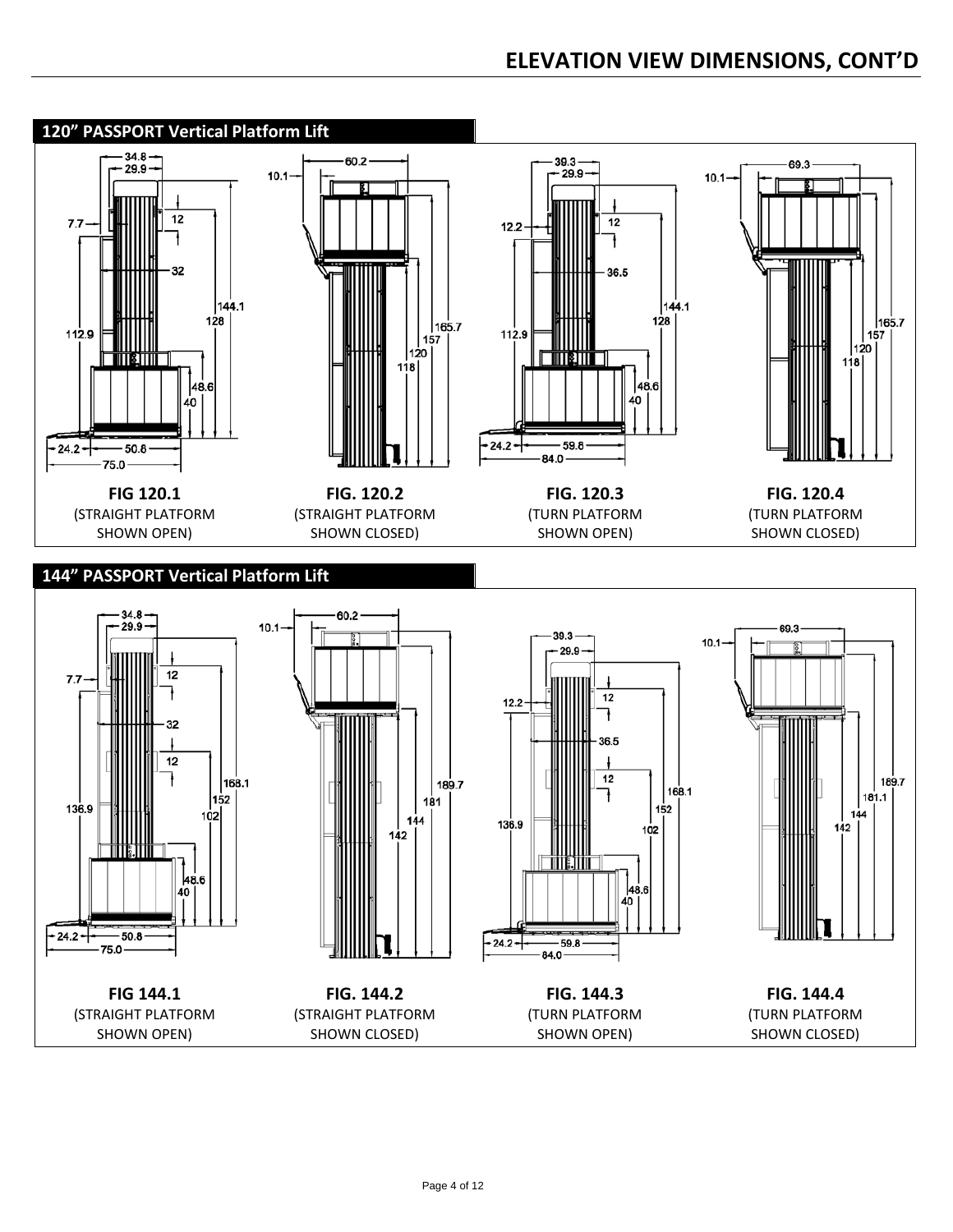# ELEVATION VIEW DIMENSIONS, CONT'D

## 120" PASSPORT Vertical Platform Lift

**FIG 120.1**
(STRAIGHT PLATFORM SHOWN OPEN)

**FIG. 120.2**
(STRAIGHT PLATFORM SHOWN CLOSED)

**FIG. 120.3**
(TURN PLATFORM SHOWN OPEN)

**FIG. 120.4**
(TURN PLATFORM SHOWN CLOSED)

## 144" PASSPORT Vertical Platform Lift

**FIG 144.1**
(STRAIGHT PLATFORM SHOWN OPEN)

**FIG. 144.2**
(STRAIGHT PLATFORM SHOWN CLOSED)

**FIG. 144.3**
(TURN PLATFORM SHOWN OPEN)

**FIG. 144.4**
(TURN PLATFORM SHOWN CLOSED)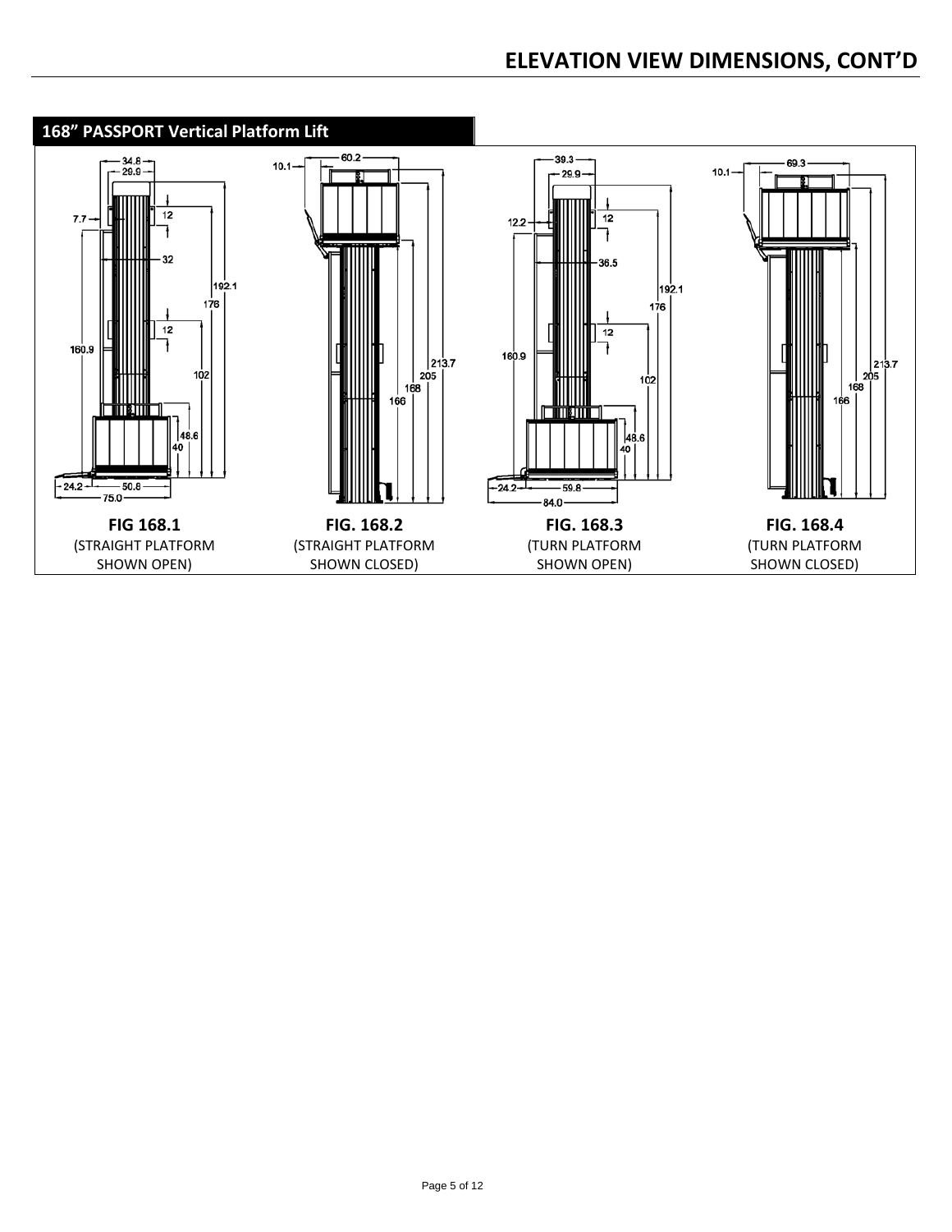# ELEVATION VIEW DIMENSIONS, CONT'D

## 168" PASSPORT Vertical Platform Lift

**FIG 168.1**
(STRAIGHT PLATFORM SHOWN OPEN)

**FIG. 168.2**
(STRAIGHT PLATFORM SHOWN CLOSED)

**FIG. 168.3**
(TURN PLATFORM SHOWN OPEN)

**FIG. 168.4**
(TURN PLATFORM SHOWN CLOSED)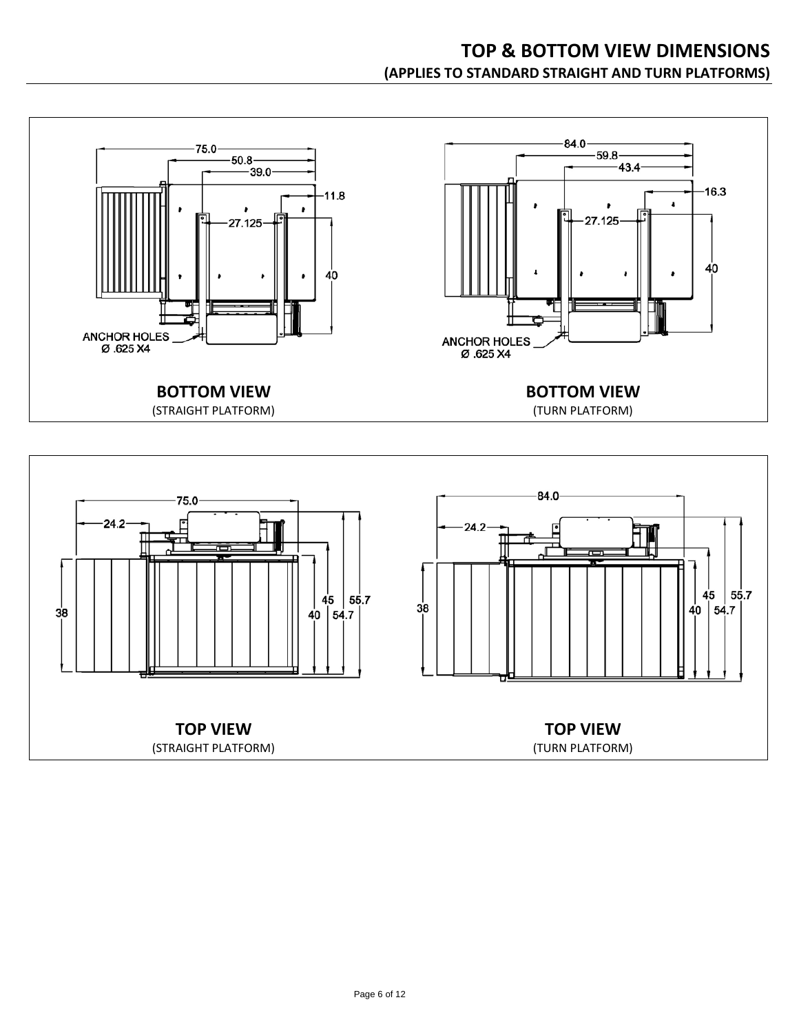# TOP & BOTTOM VIEW DIMENSIONS
## (APPLIES TO STANDARD STRAIGHT AND TURN PLATFORMS)

75.0
50.8
39.0
11.8
27.125
40
ANCHOR HOLES
Ø .625 X4

**BOTTOM VIEW**
(STRAIGHT PLATFORM)

84.0
59.8
43.4
16.3
27.125
40
ANCHOR HOLES
Ø .625 X4

**BOTTOM VIEW**
(TURN PLATFORM)

75.0
24.2
38
45
40
55.7
54.7

**TOP VIEW**
(STRAIGHT PLATFORM)

84.0
24.2
38
45
40
55.7
54.7

**TOP VIEW**
(TURN PLATFORM)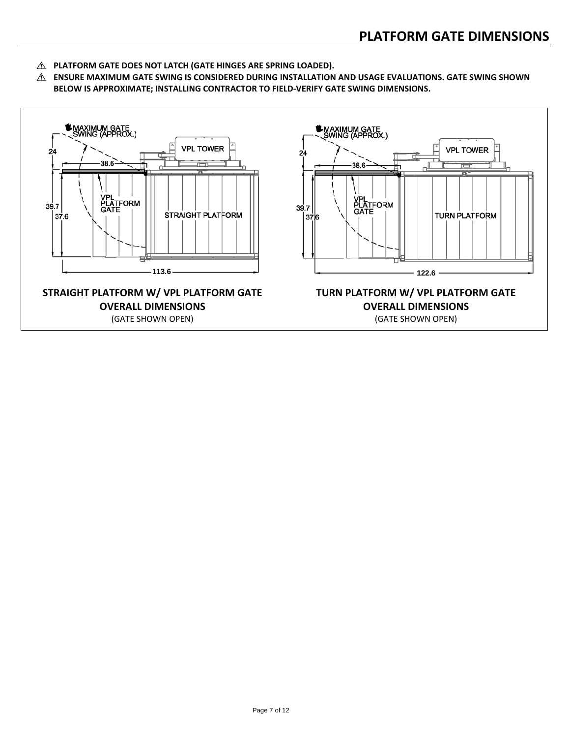# PLATFORM GATE DIMENSIONS

- ⚠ **PLATFORM GATE DOES NOT LATCH (GATE HINGES ARE SPRING LOADED).**
- ⚠ **ENSURE MAXIMUM GATE SWING IS CONSIDERED DURING INSTALLATION AND USAGE EVALUATIONS. GATE SWING SHOWN BELOW IS APPROXIMATE; INSTALLING CONTRACTOR TO FIELD-VERIFY GATE SWING DIMENSIONS.**

MAXIMUM GATE SWING (APPROX.)

VPL TOWER

24

38.6

VPL PLATFORM GATE

39.7

37.6

STRAIGHT PLATFORM

113.6

**STRAIGHT PLATFORM W/ VPL PLATFORM GATE**
**OVERALL DIMENSIONS**
(GATE SHOWN OPEN)

MAXIMUM GATE SWING (APPROX.)

VPL TOWER

24

38.6

VPL PLATFORM GATE

39.7

37.6

TURN PLATFORM

122.6

**TURN PLATFORM W/ VPL PLATFORM GATE**
**OVERALL DIMENSIONS**
(GATE SHOWN OPEN)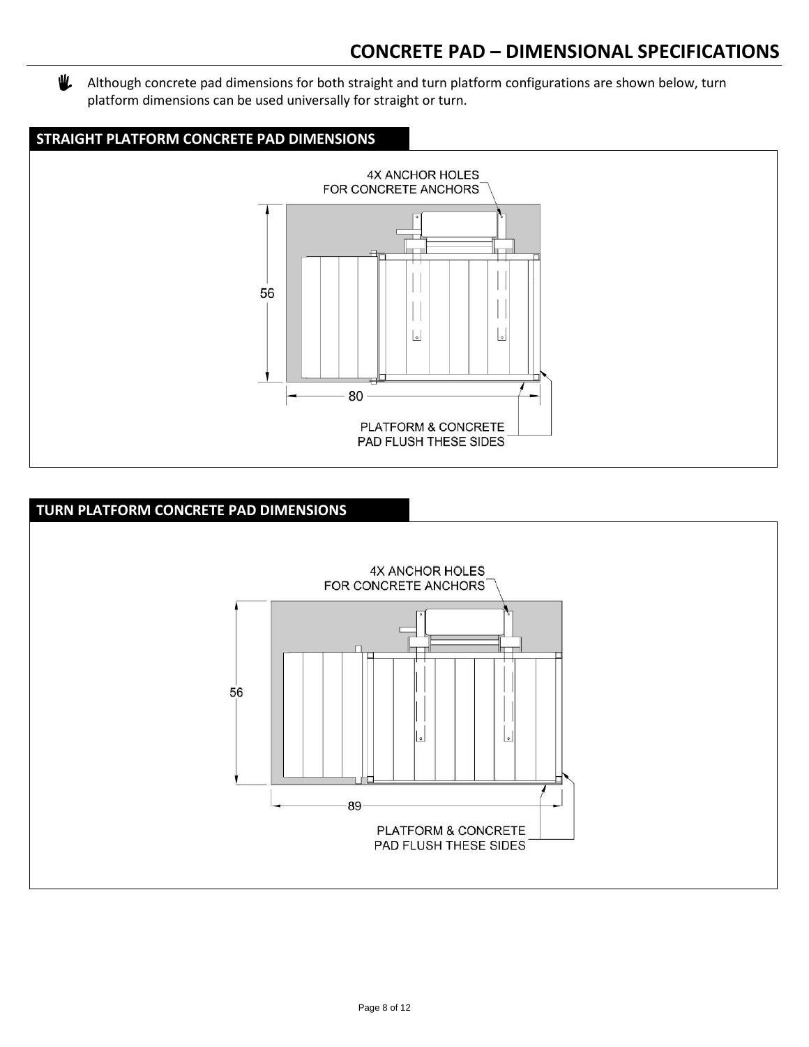# CONCRETE PAD – DIMENSIONAL SPECIFICATIONS

Although concrete pad dimensions for both straight and turn platform configurations are shown below, turn platform dimensions can be used universally for straight or turn.

## STRAIGHT PLATFORM CONCRETE PAD DIMENSIONS

4X ANCHOR HOLES FOR CONCRETE ANCHORS

56

80

PLATFORM & CONCRETE PAD FLUSH THESE SIDES

## TURN PLATFORM CONCRETE PAD DIMENSIONS

4X ANCHOR HOLES FOR CONCRETE ANCHORS

56

89

PLATFORM & CONCRETE PAD FLUSH THESE SIDES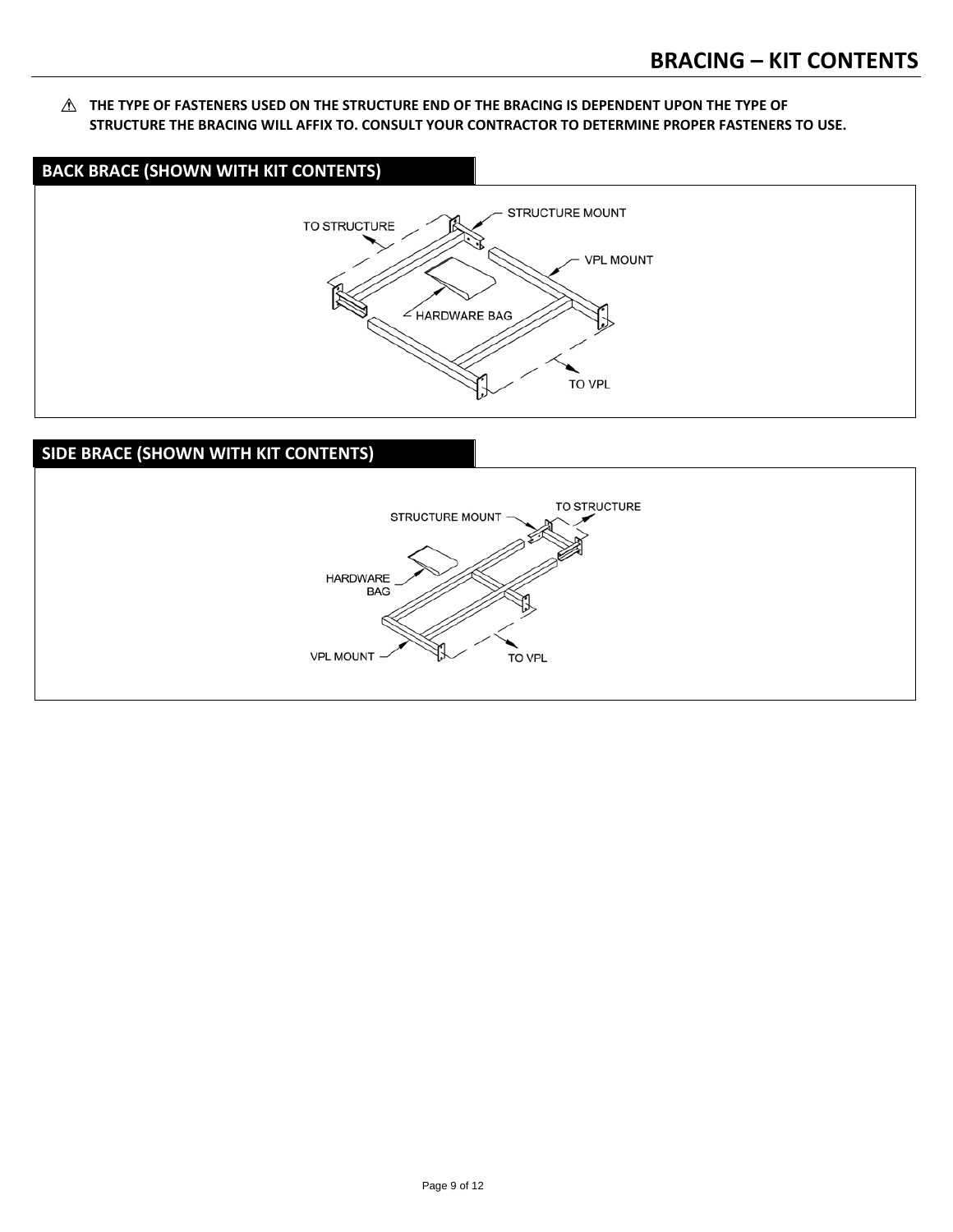# BRACING – KIT CONTENTS

⚠ **THE TYPE OF FASTENERS USED ON THE STRUCTURE END OF THE BRACING IS DEPENDENT UPON THE TYPE OF STRUCTURE THE BRACING WILL AFFIX TO. CONSULT YOUR CONTRACTOR TO DETERMINE PROPER FASTENERS TO USE.**

## BACK BRACE (SHOWN WITH KIT CONTENTS)

TO STRUCTURE

STRUCTURE MOUNT

VPL MOUNT

HARDWARE BAG

TO VPL

## SIDE BRACE (SHOWN WITH KIT CONTENTS)

STRUCTURE MOUNT

TO STRUCTURE

HARDWARE BAG

VPL MOUNT

TO VPL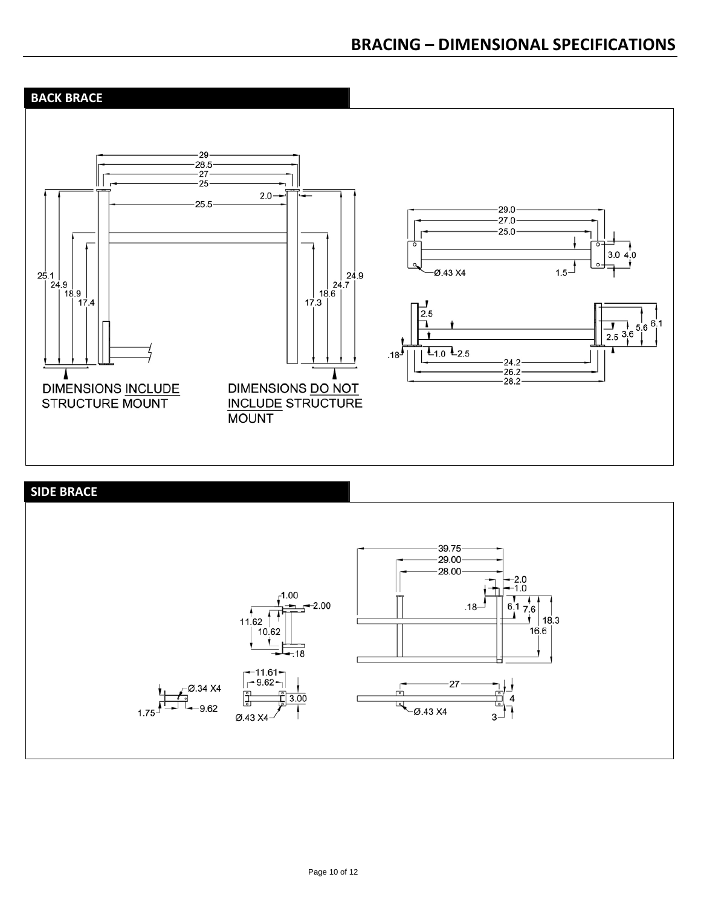# BRACING – DIMENSIONAL SPECIFICATIONS

## BACK BRACE

29
28.5
27
25
2.0
25.5

25.1
24.9
18.9
17.4

24.9
24.7
18.6
17.3

DIMENSIONS INCLUDE STRUCTURE MOUNT

DIMENSIONS DO NOT INCLUDE STRUCTURE MOUNT

29.0
27.0
25.0
3.0 4.0
Ø.43 X4
1.5

2.5
5.6 6.1
2.5 3.6
.18
1.0 2.5
24.2
26.2
28.2

## SIDE BRACE

1.00
2.00
11.62
10.62
.18

11.61
9.62
3.00
Ø.43 X4

Ø.34 X4
1.75
9.62

39.75
29.00
28.00
2.0
1.0
.18
6.1 7.6
18.3
16.6

27
4
3
Ø.43 X4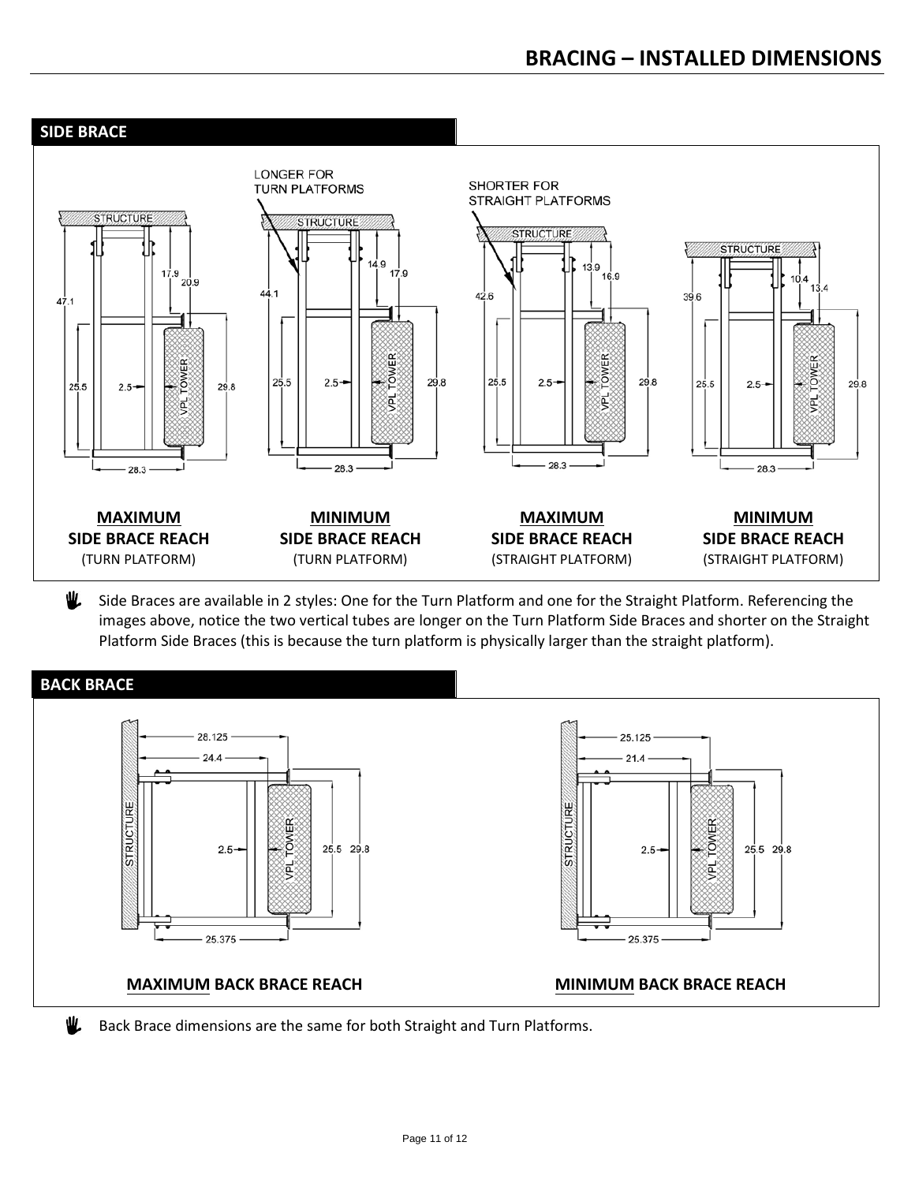# BRACING – INSTALLED DIMENSIONS

## SIDE BRACE

LONGER FOR TURN PLATFORMS

SHORTER FOR STRAIGHT PLATFORMS

**MAXIMUM SIDE BRACE REACH**
(TURN PLATFORM)

**MINIMUM SIDE BRACE REACH**
(TURN PLATFORM)

**MAXIMUM SIDE BRACE REACH**
(STRAIGHT PLATFORM)

**MINIMUM SIDE BRACE REACH**
(STRAIGHT PLATFORM)

- Side Braces are available in 2 styles: One for the Turn Platform and one for the Straight Platform. Referencing the images above, notice the two vertical tubes are longer on the Turn Platform Side Braces and shorter on the Straight Platform Side Braces (this is because the turn platform is physically larger than the straight platform).

## BACK BRACE

**MAXIMUM BACK BRACE REACH**

**MINIMUM BACK BRACE REACH**

- Back Brace dimensions are the same for both Straight and Turn Platforms.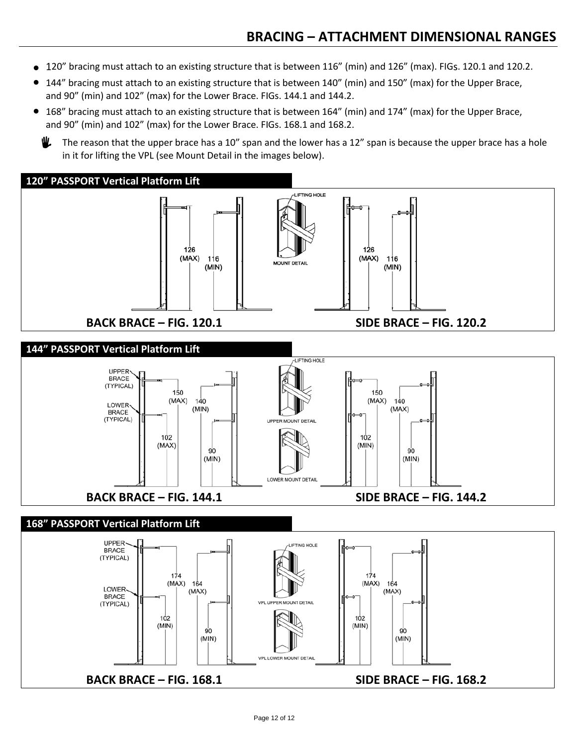# BRACING – ATTACHMENT DIMENSIONAL RANGES

- 120" bracing must attach to an existing structure that is between 116" (min) and 126" (max). FIGs. 120.1 and 120.2.
- 144" bracing must attach to an existing structure that is between 140" (min) and 150" (max) for the Upper Brace, and 90" (min) and 102" (max) for the Lower Brace. FIGs. 144.1 and 144.2.
- 168" bracing must attach to an existing structure that is between 164" (min) and 174" (max) for the Upper Brace, and 90" (min) and 102" (max) for the Lower Brace. FIGs. 168.1 and 168.2.

✋ The reason that the upper brace has a 10" span and the lower has a 12" span is because the upper brace has a hole in it for lifting the VPL (see Mount Detail in the images below).

## 120" PASSPORT Vertical Platform Lift

126 (MAX)
116 (MIN)
LIFTING HOLE
MOUNT DETAIL
126 (MAX)
116 (MIN)

**BACK BRACE – FIG. 120.1**

**SIDE BRACE – FIG. 120.2**

## 144" PASSPORT Vertical Platform Lift

UPPER BRACE (TYPICAL)
LOWER BRACE (TYPICAL)
150 (MAX)
140 (MIN)
102 (MAX)
90 (MIN)
LIFTING HOLE
UPPER MOUNT DETAIL
LOWER MOUNT DETAIL
150 (MAX)
140 (MAX)
102 (MIN)
90 (MIN)

**BACK BRACE – FIG. 144.1**

**SIDE BRACE – FIG. 144.2**

## 168" PASSPORT Vertical Platform Lift

UPPER BRACE (TYPICAL)
LOWER BRACE (TYPICAL)
174 (MAX)
164 (MAX)
102 (MIN)
90 (MIN)
LIFTING HOLE
VPL UPPER MOUNT DETAIL
VPL LOWER MOUNT DETAIL
174 (MAX)
164 (MAX)
102 (MIN)
90 (MIN)

**BACK BRACE – FIG. 168.1**

**SIDE BRACE – FIG. 168.2**